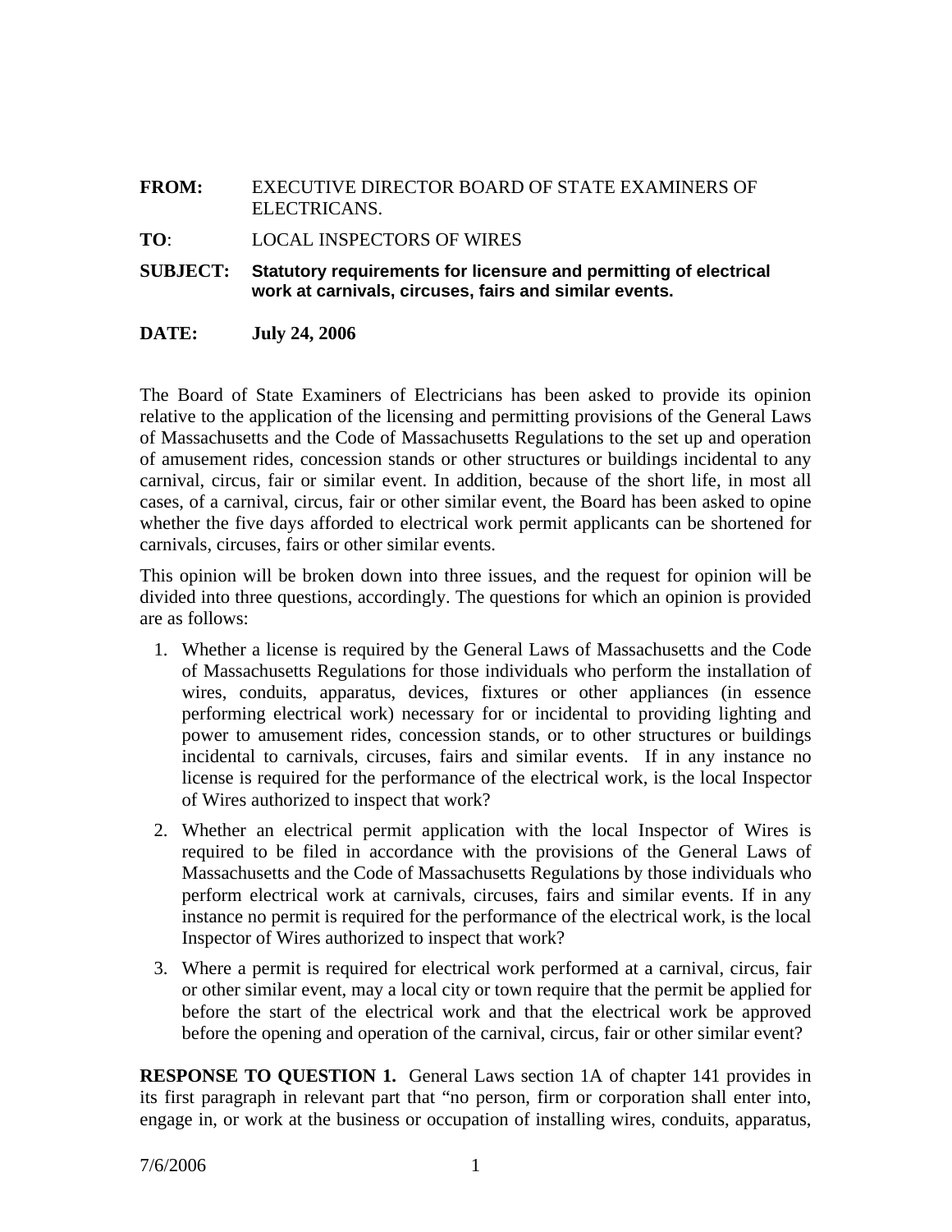**FROM:** EXECUTIVE DIRECTOR BOARD OF STATE EXAMINERS OF ELECTRICANS.

**TO**: LOCAL INSPECTORS OF WIRES

**SUBJECT:** **Statutory requirements for licensure and permitting of electrical work at carnivals, circuses, fairs and similar events.**

**DATE:** **July 24, 2006**

The Board of State Examiners of Electricians has been asked to provide its opinion relative to the application of the licensing and permitting provisions of the General Laws of Massachusetts and the Code of Massachusetts Regulations to the set up and operation of amusement rides, concession stands or other structures or buildings incidental to any carnival, circus, fair or similar event. In addition, because of the short life, in most all cases, of a carnival, circus, fair or other similar event, the Board has been asked to opine whether the five days afforded to electrical work permit applicants can be shortened for carnivals, circuses, fairs or other similar events.

This opinion will be broken down into three issues, and the request for opinion will be divided into three questions, accordingly. The questions for which an opinion is provided are as follows:

1. Whether a license is required by the General Laws of Massachusetts and the Code of Massachusetts Regulations for those individuals who perform the installation of wires, conduits, apparatus, devices, fixtures or other appliances (in essence performing electrical work) necessary for or incidental to providing lighting and power to amusement rides, concession stands, or to other structures or buildings incidental to carnivals, circuses, fairs and similar events. If in any instance no license is required for the performance of the electrical work, is the local Inspector of Wires authorized to inspect that work?
2. Whether an electrical permit application with the local Inspector of Wires is required to be filed in accordance with the provisions of the General Laws of Massachusetts and the Code of Massachusetts Regulations by those individuals who perform electrical work at carnivals, circuses, fairs and similar events. If in any instance no permit is required for the performance of the electrical work, is the local Inspector of Wires authorized to inspect that work?
3. Where a permit is required for electrical work performed at a carnival, circus, fair or other similar event, may a local city or town require that the permit be applied for before the start of the electrical work and that the electrical work be approved before the opening and operation of the carnival, circus, fair or other similar event?

**RESPONSE TO QUESTION 1.** General Laws section 1A of chapter 141 provides in its first paragraph in relevant part that "no person, firm or corporation shall enter into, engage in, or work at the business or occupation of installing wires, conduits, apparatus,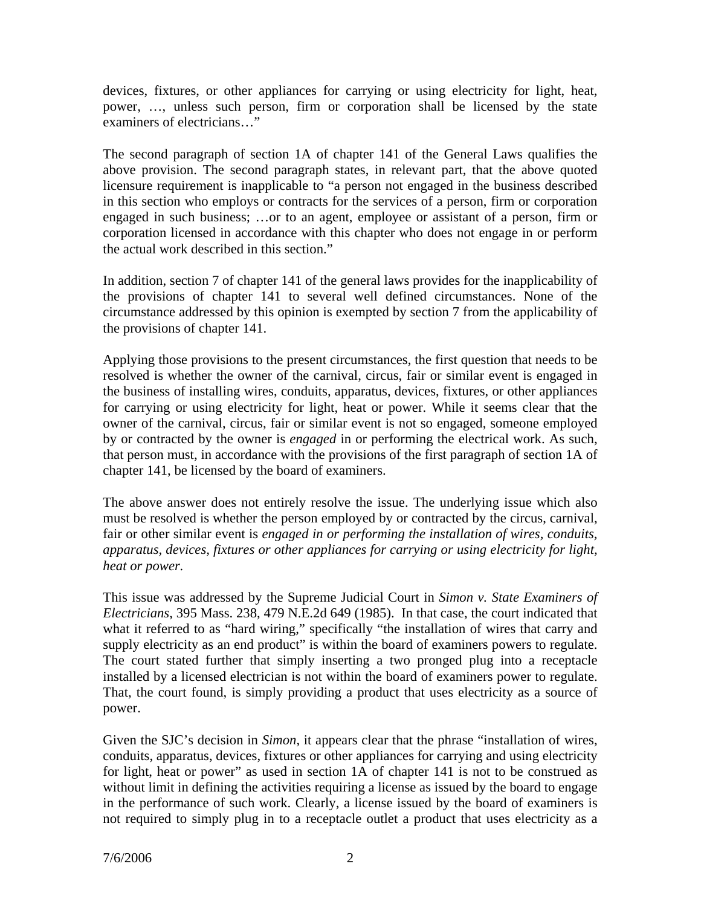devices, fixtures, or other appliances for carrying or using electricity for light, heat, power, …, unless such person, firm or corporation shall be licensed by the state examiners of electricians…"

The second paragraph of section 1A of chapter 141 of the General Laws qualifies the above provision. The second paragraph states, in relevant part, that the above quoted licensure requirement is inapplicable to "a person not engaged in the business described in this section who employs or contracts for the services of a person, firm or corporation engaged in such business; …or to an agent, employee or assistant of a person, firm or corporation licensed in accordance with this chapter who does not engage in or perform the actual work described in this section."

In addition, section 7 of chapter 141 of the general laws provides for the inapplicability of the provisions of chapter 141 to several well defined circumstances. None of the circumstance addressed by this opinion is exempted by section 7 from the applicability of the provisions of chapter 141.

Applying those provisions to the present circumstances, the first question that needs to be resolved is whether the owner of the carnival, circus, fair or similar event is engaged in the business of installing wires, conduits, apparatus, devices, fixtures, or other appliances for carrying or using electricity for light, heat or power. While it seems clear that the owner of the carnival, circus, fair or similar event is not so engaged, someone employed by or contracted by the owner is *engaged* in or performing the electrical work. As such, that person must, in accordance with the provisions of the first paragraph of section 1A of chapter 141, be licensed by the board of examiners.

The above answer does not entirely resolve the issue. The underlying issue which also must be resolved is whether the person employed by or contracted by the circus, carnival, fair or other similar event is *engaged in or performing the installation of wires, conduits, apparatus, devices, fixtures or other appliances for carrying or using electricity for light, heat or power.*

This issue was addressed by the Supreme Judicial Court in *Simon v. State Examiners of Electricians*, 395 Mass. 238, 479 N.E.2d 649 (1985). In that case, the court indicated that what it referred to as "hard wiring," specifically "the installation of wires that carry and supply electricity as an end product" is within the board of examiners powers to regulate. The court stated further that simply inserting a two pronged plug into a receptacle installed by a licensed electrician is not within the board of examiners power to regulate. That, the court found, is simply providing a product that uses electricity as a source of power.

Given the SJC's decision in *Simon*, it appears clear that the phrase "installation of wires, conduits, apparatus, devices, fixtures or other appliances for carrying and using electricity for light, heat or power" as used in section 1A of chapter 141 is not to be construed as without limit in defining the activities requiring a license as issued by the board to engage in the performance of such work. Clearly, a license issued by the board of examiners is not required to simply plug in to a receptacle outlet a product that uses electricity as a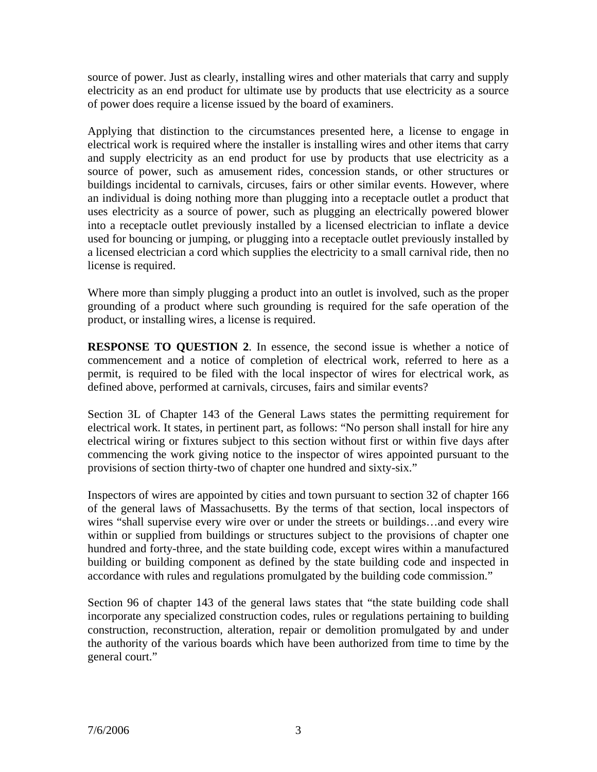source of power. Just as clearly, installing wires and other materials that carry and supply electricity as an end product for ultimate use by products that use electricity as a source of power does require a license issued by the board of examiners.

Applying that distinction to the circumstances presented here, a license to engage in electrical work is required where the installer is installing wires and other items that carry and supply electricity as an end product for use by products that use electricity as a source of power, such as amusement rides, concession stands, or other structures or buildings incidental to carnivals, circuses, fairs or other similar events. However, where an individual is doing nothing more than plugging into a receptacle outlet a product that uses electricity as a source of power, such as plugging an electrically powered blower into a receptacle outlet previously installed by a licensed electrician to inflate a device used for bouncing or jumping, or plugging into a receptacle outlet previously installed by a licensed electrician a cord which supplies the electricity to a small carnival ride, then no license is required.

Where more than simply plugging a product into an outlet is involved, such as the proper grounding of a product where such grounding is required for the safe operation of the product, or installing wires, a license is required.

**RESPONSE TO QUESTION 2**. In essence, the second issue is whether a notice of commencement and a notice of completion of electrical work, referred to here as a permit, is required to be filed with the local inspector of wires for electrical work, as defined above, performed at carnivals, circuses, fairs and similar events?

Section 3L of Chapter 143 of the General Laws states the permitting requirement for electrical work. It states, in pertinent part, as follows: "No person shall install for hire any electrical wiring or fixtures subject to this section without first or within five days after commencing the work giving notice to the inspector of wires appointed pursuant to the provisions of section thirty-two of chapter one hundred and sixty-six."

Inspectors of wires are appointed by cities and town pursuant to section 32 of chapter 166 of the general laws of Massachusetts. By the terms of that section, local inspectors of wires "shall supervise every wire over or under the streets or buildings…and every wire within or supplied from buildings or structures subject to the provisions of chapter one hundred and forty-three, and the state building code, except wires within a manufactured building or building component as defined by the state building code and inspected in accordance with rules and regulations promulgated by the building code commission."

Section 96 of chapter 143 of the general laws states that "the state building code shall incorporate any specialized construction codes, rules or regulations pertaining to building construction, reconstruction, alteration, repair or demolition promulgated by and under the authority of the various boards which have been authorized from time to time by the general court."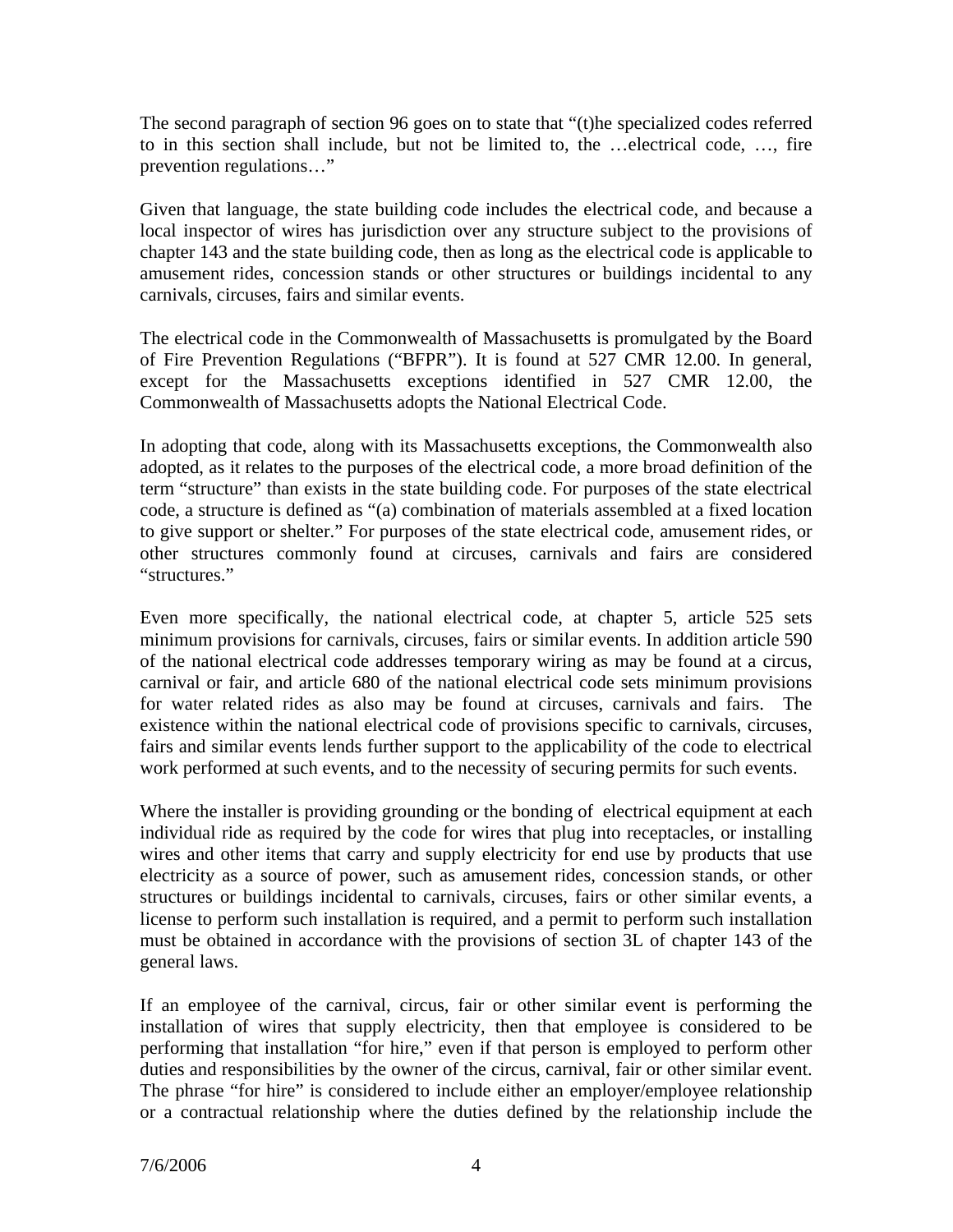The second paragraph of section 96 goes on to state that "(t)he specialized codes referred to in this section shall include, but not be limited to, the …electrical code, …, fire prevention regulations…"

Given that language, the state building code includes the electrical code, and because a local inspector of wires has jurisdiction over any structure subject to the provisions of chapter 143 and the state building code, then as long as the electrical code is applicable to amusement rides, concession stands or other structures or buildings incidental to any carnivals, circuses, fairs and similar events.

The electrical code in the Commonwealth of Massachusetts is promulgated by the Board of Fire Prevention Regulations ("BFPR"). It is found at 527 CMR 12.00. In general, except for the Massachusetts exceptions identified in 527 CMR 12.00, the Commonwealth of Massachusetts adopts the National Electrical Code.

In adopting that code, along with its Massachusetts exceptions, the Commonwealth also adopted, as it relates to the purposes of the electrical code, a more broad definition of the term "structure" than exists in the state building code. For purposes of the state electrical code, a structure is defined as "(a) combination of materials assembled at a fixed location to give support or shelter." For purposes of the state electrical code, amusement rides, or other structures commonly found at circuses, carnivals and fairs are considered "structures."

Even more specifically, the national electrical code, at chapter 5, article 525 sets minimum provisions for carnivals, circuses, fairs or similar events. In addition article 590 of the national electrical code addresses temporary wiring as may be found at a circus, carnival or fair, and article 680 of the national electrical code sets minimum provisions for water related rides as also may be found at circuses, carnivals and fairs. The existence within the national electrical code of provisions specific to carnivals, circuses, fairs and similar events lends further support to the applicability of the code to electrical work performed at such events, and to the necessity of securing permits for such events.

Where the installer is providing grounding or the bonding of electrical equipment at each individual ride as required by the code for wires that plug into receptacles, or installing wires and other items that carry and supply electricity for end use by products that use electricity as a source of power, such as amusement rides, concession stands, or other structures or buildings incidental to carnivals, circuses, fairs or other similar events, a license to perform such installation is required, and a permit to perform such installation must be obtained in accordance with the provisions of section 3L of chapter 143 of the general laws.

If an employee of the carnival, circus, fair or other similar event is performing the installation of wires that supply electricity, then that employee is considered to be performing that installation "for hire," even if that person is employed to perform other duties and responsibilities by the owner of the circus, carnival, fair or other similar event. The phrase "for hire" is considered to include either an employer/employee relationship or a contractual relationship where the duties defined by the relationship include the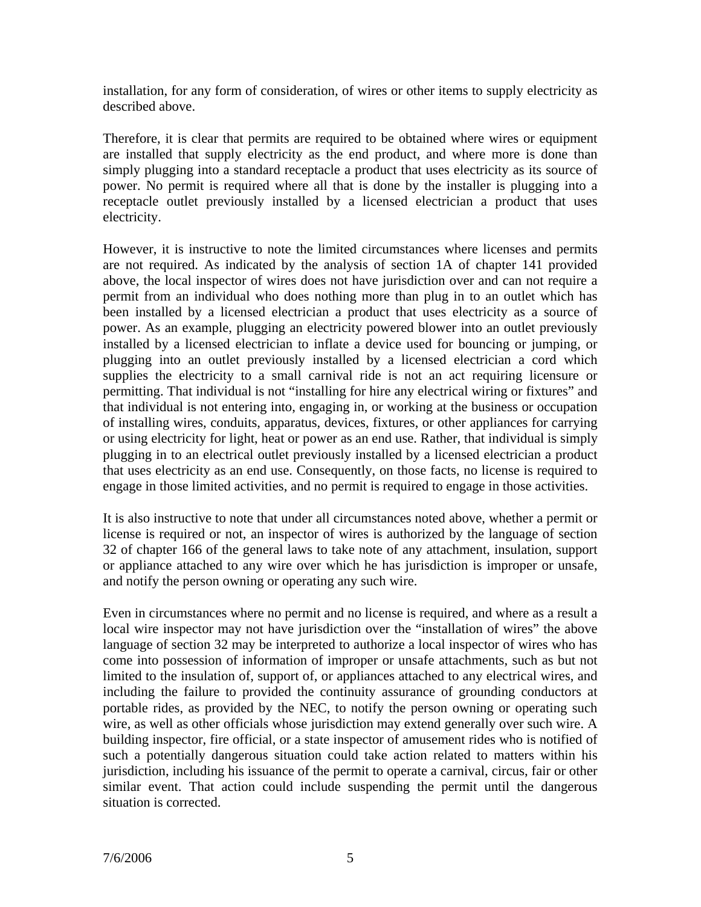installation, for any form of consideration, of wires or other items to supply electricity as described above.

Therefore, it is clear that permits are required to be obtained where wires or equipment are installed that supply electricity as the end product, and where more is done than simply plugging into a standard receptacle a product that uses electricity as its source of power. No permit is required where all that is done by the installer is plugging into a receptacle outlet previously installed by a licensed electrician a product that uses electricity.

However, it is instructive to note the limited circumstances where licenses and permits are not required. As indicated by the analysis of section 1A of chapter 141 provided above, the local inspector of wires does not have jurisdiction over and can not require a permit from an individual who does nothing more than plug in to an outlet which has been installed by a licensed electrician a product that uses electricity as a source of power. As an example, plugging an electricity powered blower into an outlet previously installed by a licensed electrician to inflate a device used for bouncing or jumping, or plugging into an outlet previously installed by a licensed electrician a cord which supplies the electricity to a small carnival ride is not an act requiring licensure or permitting. That individual is not "installing for hire any electrical wiring or fixtures" and that individual is not entering into, engaging in, or working at the business or occupation of installing wires, conduits, apparatus, devices, fixtures, or other appliances for carrying or using electricity for light, heat or power as an end use. Rather, that individual is simply plugging in to an electrical outlet previously installed by a licensed electrician a product that uses electricity as an end use. Consequently, on those facts, no license is required to engage in those limited activities, and no permit is required to engage in those activities.

It is also instructive to note that under all circumstances noted above, whether a permit or license is required or not, an inspector of wires is authorized by the language of section 32 of chapter 166 of the general laws to take note of any attachment, insulation, support or appliance attached to any wire over which he has jurisdiction is improper or unsafe, and notify the person owning or operating any such wire.

Even in circumstances where no permit and no license is required, and where as a result a local wire inspector may not have jurisdiction over the "installation of wires" the above language of section 32 may be interpreted to authorize a local inspector of wires who has come into possession of information of improper or unsafe attachments, such as but not limited to the insulation of, support of, or appliances attached to any electrical wires, and including the failure to provided the continuity assurance of grounding conductors at portable rides, as provided by the NEC, to notify the person owning or operating such wire, as well as other officials whose jurisdiction may extend generally over such wire. A building inspector, fire official, or a state inspector of amusement rides who is notified of such a potentially dangerous situation could take action related to matters within his jurisdiction, including his issuance of the permit to operate a carnival, circus, fair or other similar event. That action could include suspending the permit until the dangerous situation is corrected.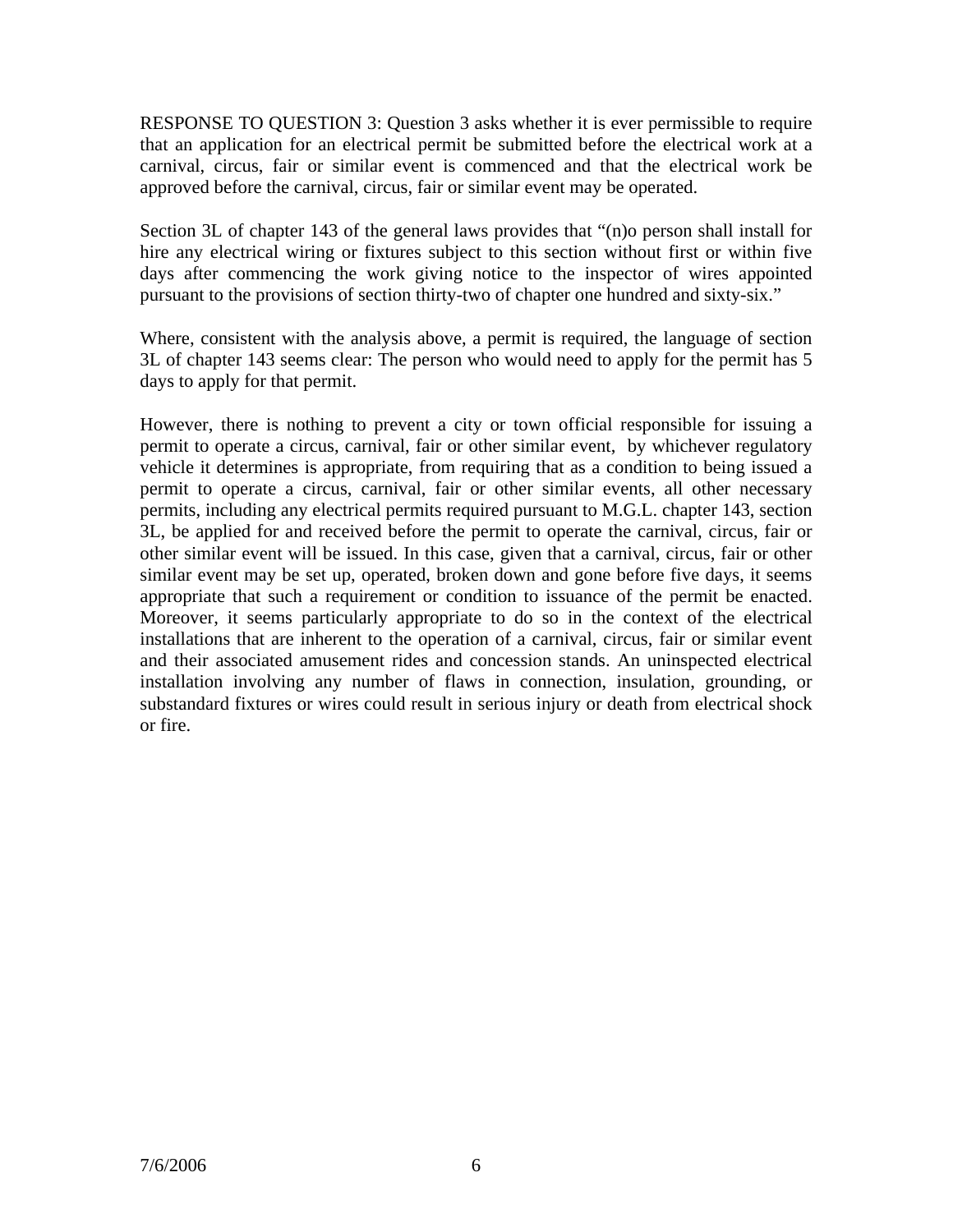RESPONSE TO QUESTION 3: Question 3 asks whether it is ever permissible to require that an application for an electrical permit be submitted before the electrical work at a carnival, circus, fair or similar event is commenced and that the electrical work be approved before the carnival, circus, fair or similar event may be operated.

Section 3L of chapter 143 of the general laws provides that "(n)o person shall install for hire any electrical wiring or fixtures subject to this section without first or within five days after commencing the work giving notice to the inspector of wires appointed pursuant to the provisions of section thirty-two of chapter one hundred and sixty-six."

Where, consistent with the analysis above, a permit is required, the language of section 3L of chapter 143 seems clear: The person who would need to apply for the permit has 5 days to apply for that permit.

However, there is nothing to prevent a city or town official responsible for issuing a permit to operate a circus, carnival, fair or other similar event, by whichever regulatory vehicle it determines is appropriate, from requiring that as a condition to being issued a permit to operate a circus, carnival, fair or other similar events, all other necessary permits, including any electrical permits required pursuant to M.G.L. chapter 143, section 3L, be applied for and received before the permit to operate the carnival, circus, fair or other similar event will be issued. In this case, given that a carnival, circus, fair or other similar event may be set up, operated, broken down and gone before five days, it seems appropriate that such a requirement or condition to issuance of the permit be enacted. Moreover, it seems particularly appropriate to do so in the context of the electrical installations that are inherent to the operation of a carnival, circus, fair or similar event and their associated amusement rides and concession stands. An uninspected electrical installation involving any number of flaws in connection, insulation, grounding, or substandard fixtures or wires could result in serious injury or death from electrical shock or fire.

7/6/2006